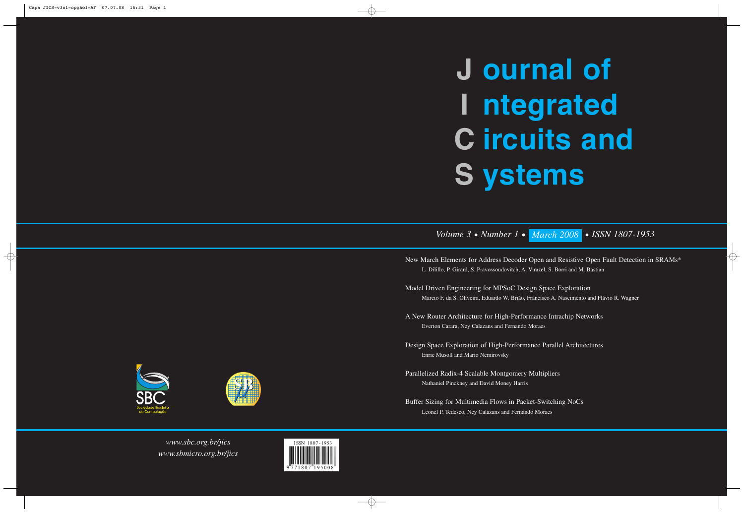# Journal of Integrated Circuits and Systems

*Volume 3 • Number 1 • March 2008 • ISSN 1807-1953*

New March Elements for Address Decoder Open and Resistive Open Fault Detection in SRAMs*
L. Dilillo, P. Girard, S. Pravossoudovitch, A. Virazel, S. Borri and M. Bastian

Model Driven Engineering for MPSoC Design Space Exploration
Marcio F. da S. Oliveira, Eduardo W. Brião, Francisco A. Nascimento and Flávio R. Wagner

A New Router Architecture for High-Performance Intrachip Networks
Everton Carara, Ney Calazans and Fernando Moraes

Design Space Exploration of High-Performance Parallel Architectures
Enric Musoll and Mario Nemirovsky

Parallelized Radix-4 Scalable Montgomery Multipliers
Nathaniel Pinckney and David Money Harris

Buffer Sizing for Multimedia Flows in Packet-Switching NoCs
Leonel P. Tedesco, Ney Calazans and Fernando Moraes

SBC Sociedade Brasileira de Computação

*www.sbc.org.br/jics*
*www.sbmicro.org.br/jics*

ISSN 1807-1953
9 771807 195008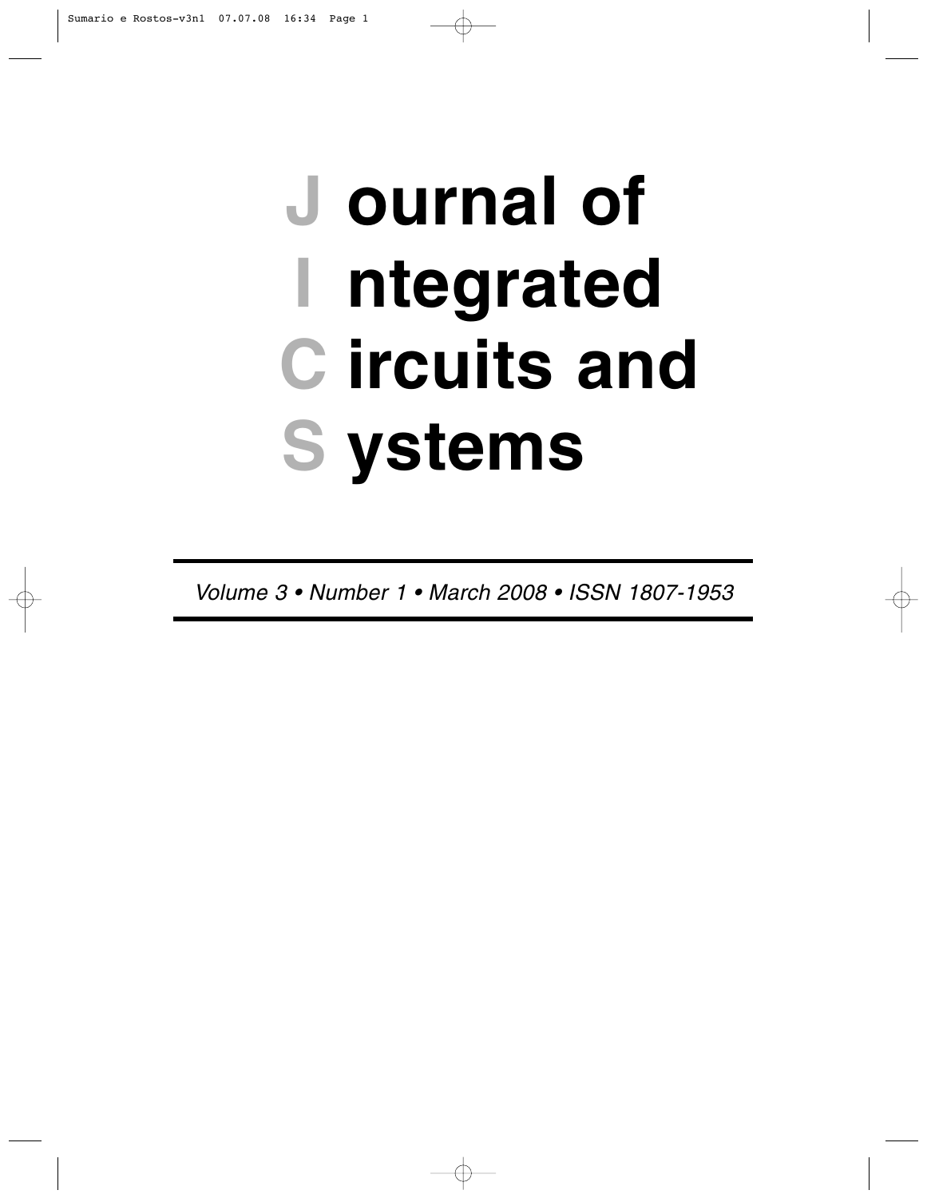# Journal of Integrated Circuits and Systems

*Volume 3 • Number 1 • March 2008 • ISSN 1807-1953*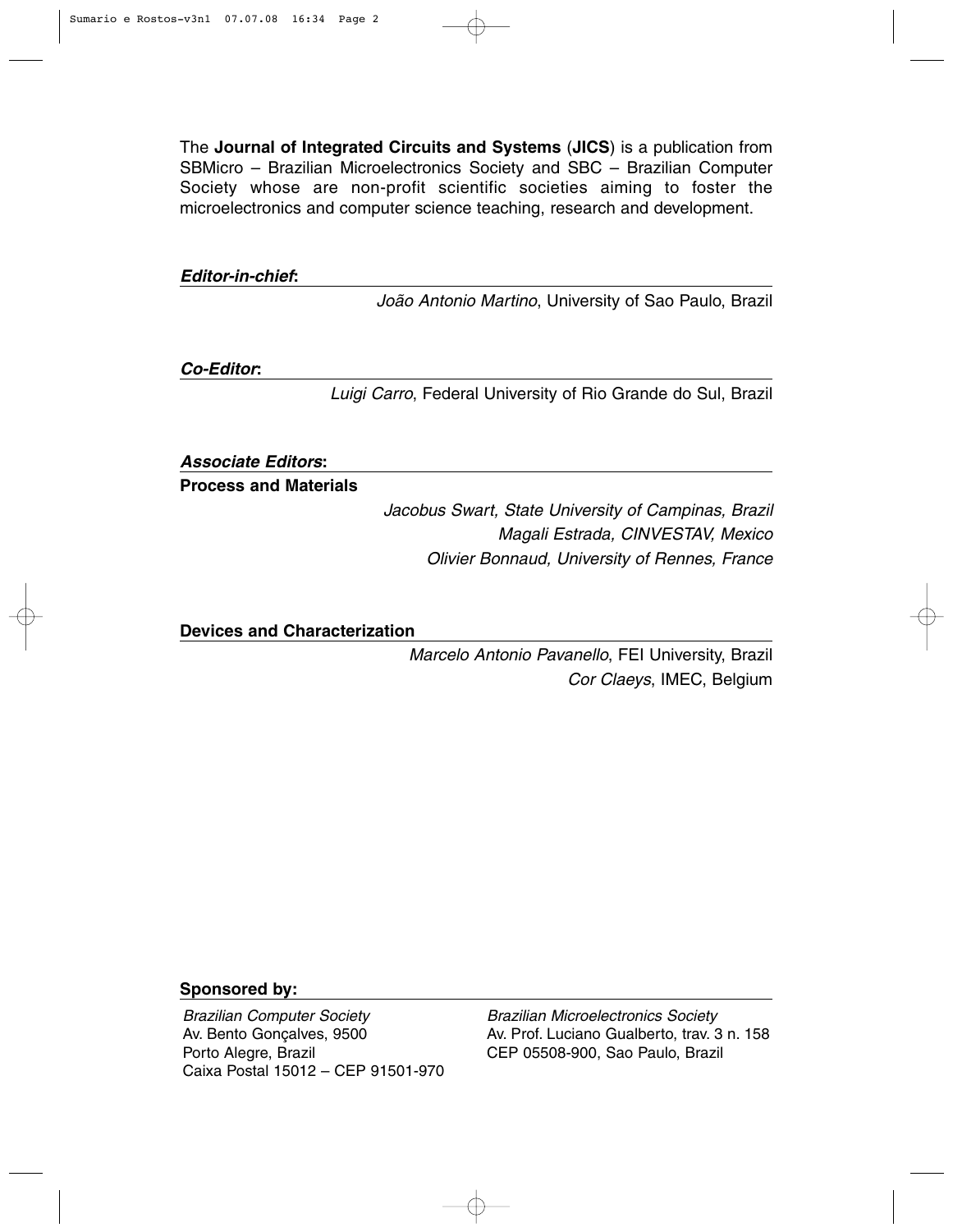The **Journal of Integrated Circuits and Systems** (**JICS**) is a publication from SBMicro – Brazilian Microelectronics Society and SBC – Brazilian Computer Society whose are non-profit scientific societies aiming to foster the microelectronics and computer science teaching, research and development.

***Editor-in-chief*:**

*João Antonio Martino*, University of Sao Paulo, Brazil

***Co-Editor*:**

*Luigi Carro*, Federal University of Rio Grande do Sul, Brazil

***Associate Editors*:**

**Process and Materials**

*Jacobus Swart, State University of Campinas, Brazil*
*Magali Estrada, CINVESTAV, Mexico*
*Olivier Bonnaud, University of Rennes, France*

**Devices and Characterization**

*Marcelo Antonio Pavanello*, FEI University, Brazil
*Cor Claeys*, IMEC, Belgium

**Sponsored by:**

*Brazilian Computer Society*
Av. Bento Gonçalves, 9500
Porto Alegre, Brazil
Caixa Postal 15012 – CEP 91501-970

*Brazilian Microelectronics Society*
Av. Prof. Luciano Gualberto, trav. 3 n. 158
CEP 05508-900, Sao Paulo, Brazil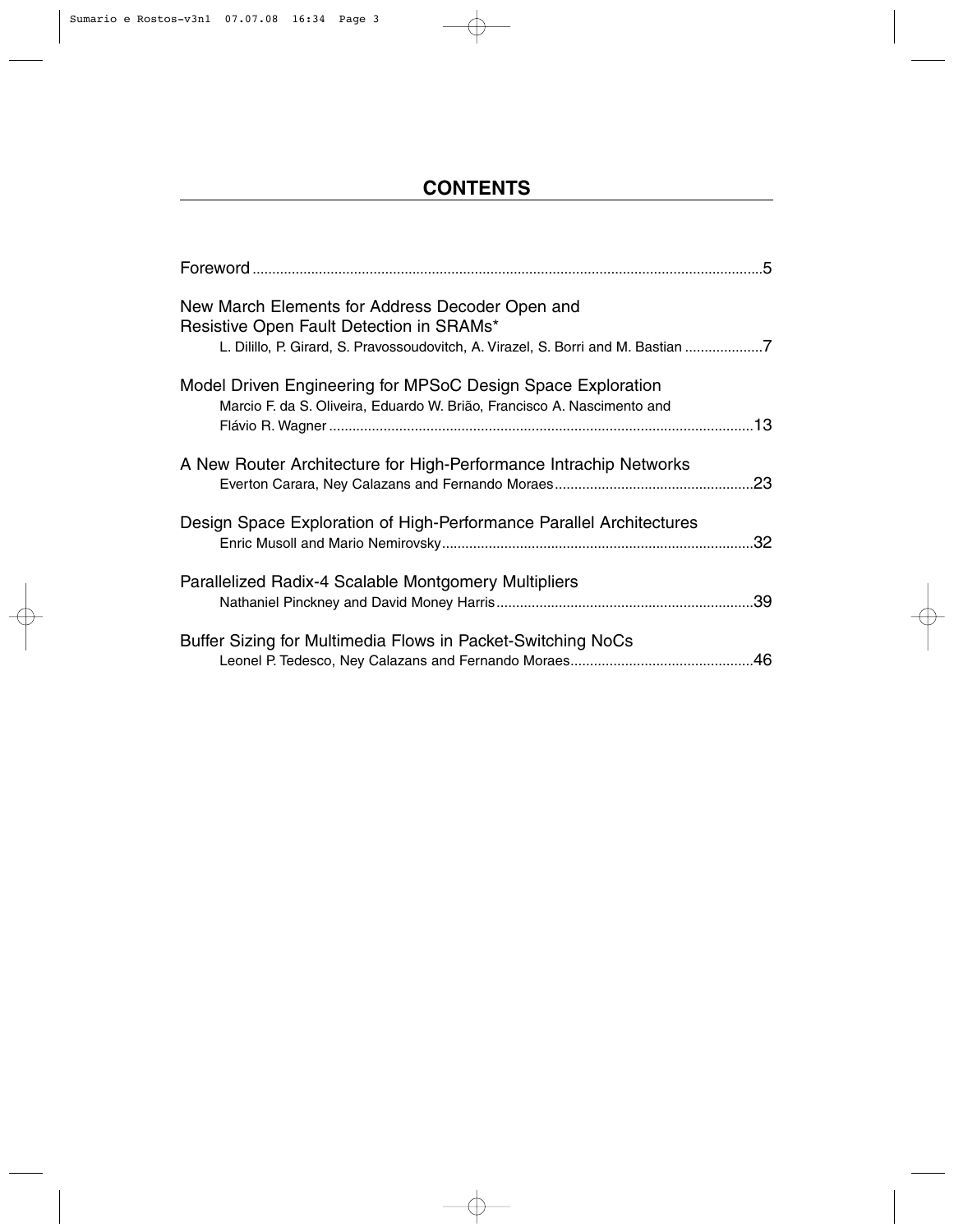# CONTENTS

Foreword ..........5

New March Elements for Address Decoder Open and Resistive Open Fault Detection in SRAMs*
L. Dilillo, P. Girard, S. Pravossoudovitch, A. Virazel, S. Borri and M. Bastian ..........7

Model Driven Engineering for MPSoC Design Space Exploration
Marcio F. da S. Oliveira, Eduardo W. Brião, Francisco A. Nascimento and Flávio R. Wagner ..........13

A New Router Architecture for High-Performance Intrachip Networks
Everton Carara, Ney Calazans and Fernando Moraes ..........23

Design Space Exploration of High-Performance Parallel Architectures
Enric Musoll and Mario Nemirovsky ..........32

Parallelized Radix-4 Scalable Montgomery Multipliers
Nathaniel Pinckney and David Money Harris ..........39

Buffer Sizing for Multimedia Flows in Packet-Switching NoCs
Leonel P. Tedesco, Ney Calazans and Fernando Moraes ..........46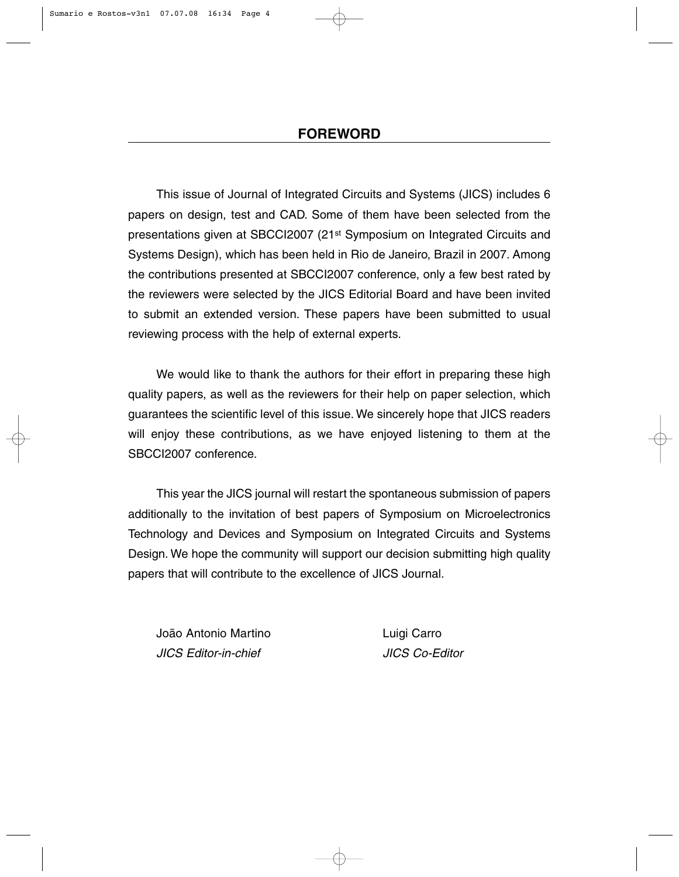## FOREWORD

This issue of Journal of Integrated Circuits and Systems (JICS) includes 6 papers on design, test and CAD. Some of them have been selected from the presentations given at SBCCI2007 (21st Symposium on Integrated Circuits and Systems Design), which has been held in Rio de Janeiro, Brazil in 2007. Among the contributions presented at SBCCI2007 conference, only a few best rated by the reviewers were selected by the JICS Editorial Board and have been invited to submit an extended version. These papers have been submitted to usual reviewing process with the help of external experts.

We would like to thank the authors for their effort in preparing these high quality papers, as well as the reviewers for their help on paper selection, which guarantees the scientific level of this issue. We sincerely hope that JICS readers will enjoy these contributions, as we have enjoyed listening to them at the SBCCI2007 conference.

This year the JICS journal will restart the spontaneous submission of papers additionally to the invitation of best papers of Symposium on Microelectronics Technology and Devices and Symposium on Integrated Circuits and Systems Design. We hope the community will support our decision submitting high quality papers that will contribute to the excellence of JICS Journal.

João Antonio Martino
*JICS Editor-in-chief*

Luigi Carro
*JICS Co-Editor*